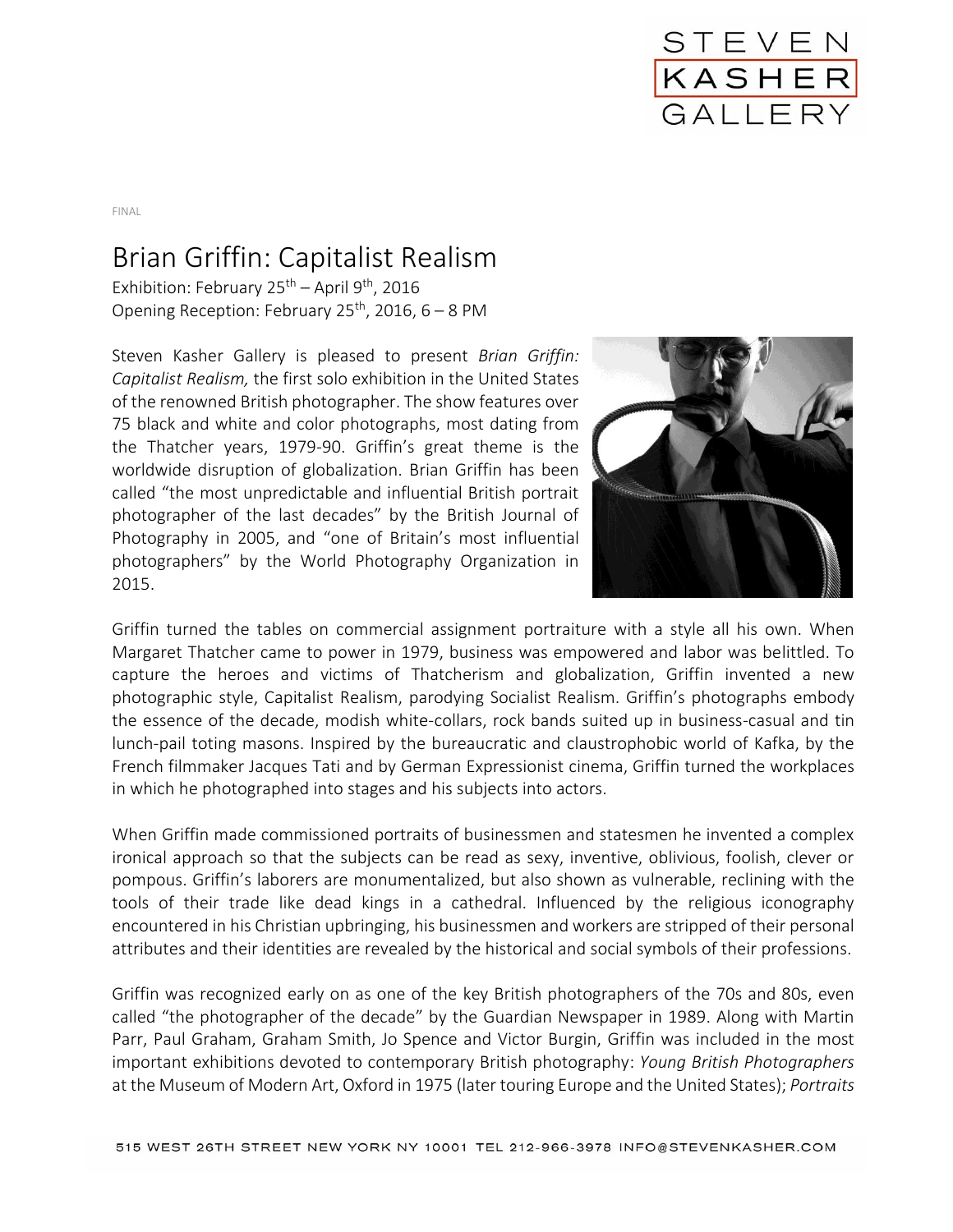FINAL

# Brian Griffin: Capitalist Realism

Exhibition: February 25th – April 9th, 2016
Opening Reception: February 25th, 2016, 6 – 8 PM

Steven Kasher Gallery is pleased to present *Brian Griffin: Capitalist Realism,* the first solo exhibition in the United States of the renowned British photographer. The show features over 75 black and white and color photographs, most dating from the Thatcher years, 1979-90. Griffin's great theme is the worldwide disruption of globalization. Brian Griffin has been called "the most unpredictable and influential British portrait photographer of the last decades" by the British Journal of Photography in 2005, and "one of Britain's most influential photographers" by the World Photography Organization in 2015.

Griffin turned the tables on commercial assignment portraiture with a style all his own. When Margaret Thatcher came to power in 1979, business was empowered and labor was belittled. To capture the heroes and victims of Thatcherism and globalization, Griffin invented a new photographic style, Capitalist Realism, parodying Socialist Realism. Griffin's photographs embody the essence of the decade, modish white-collars, rock bands suited up in business-casual and tin lunch-pail toting masons. Inspired by the bureaucratic and claustrophobic world of Kafka, by the French filmmaker Jacques Tati and by German Expressionist cinema, Griffin turned the workplaces in which he photographed into stages and his subjects into actors.

When Griffin made commissioned portraits of businessmen and statesmen he invented a complex ironical approach so that the subjects can be read as sexy, inventive, oblivious, foolish, clever or pompous. Griffin's laborers are monumentalized, but also shown as vulnerable, reclining with the tools of their trade like dead kings in a cathedral. Influenced by the religious iconography encountered in his Christian upbringing, his businessmen and workers are stripped of their personal attributes and their identities are revealed by the historical and social symbols of their professions.

Griffin was recognized early on as one of the key British photographers of the 70s and 80s, even called "the photographer of the decade" by the Guardian Newspaper in 1989. Along with Martin Parr, Paul Graham, Graham Smith, Jo Spence and Victor Burgin, Griffin was included in the most important exhibitions devoted to contemporary British photography: *Young British Photographers* at the Museum of Modern Art, Oxford in 1975 (later touring Europe and the United States); *Portraits*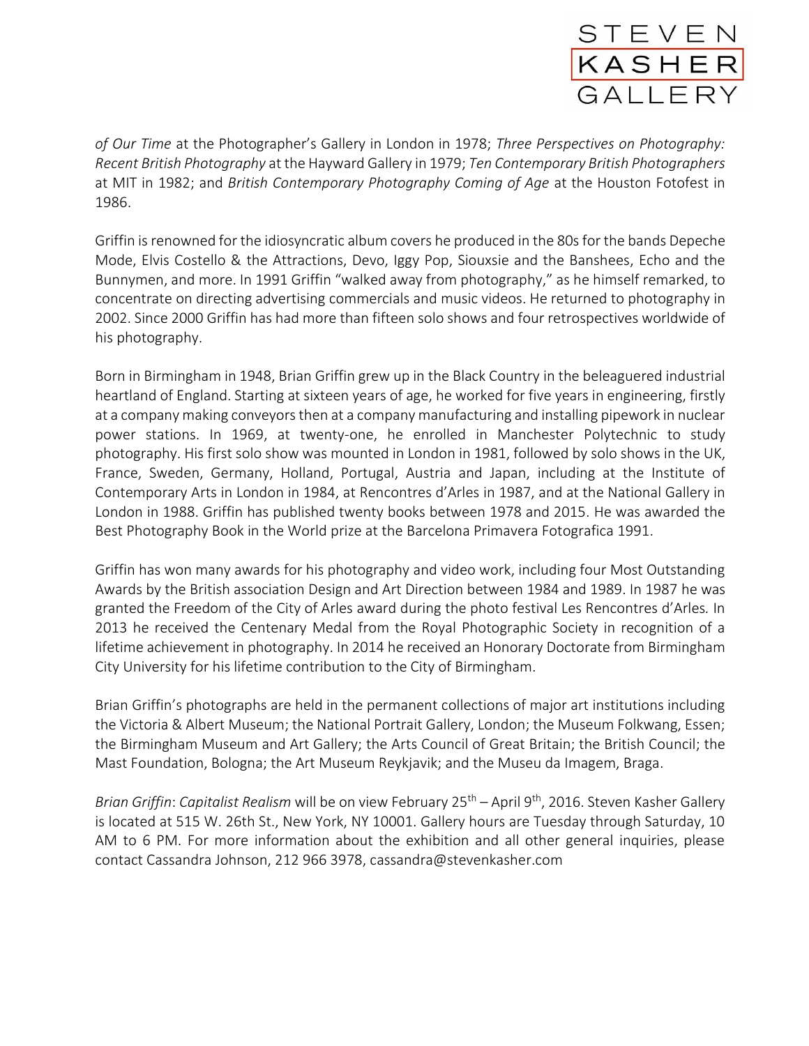*of Our Time* at the Photographer's Gallery in London in 1978; *Three Perspectives on Photography: Recent British Photography* at the Hayward Gallery in 1979; *Ten Contemporary British Photographers* at MIT in 1982; and *British Contemporary Photography Coming of Age* at the Houston Fotofest in 1986.

Griffin is renowned for the idiosyncratic album covers he produced in the 80s for the bands Depeche Mode, Elvis Costello & the Attractions, Devo, Iggy Pop, Siouxsie and the Banshees, Echo and the Bunnymen, and more. In 1991 Griffin "walked away from photography," as he himself remarked, to concentrate on directing advertising commercials and music videos. He returned to photography in 2002. Since 2000 Griffin has had more than fifteen solo shows and four retrospectives worldwide of his photography.

Born in Birmingham in 1948, Brian Griffin grew up in the Black Country in the beleaguered industrial heartland of England. Starting at sixteen years of age, he worked for five years in engineering, firstly at a company making conveyors then at a company manufacturing and installing pipework in nuclear power stations. In 1969, at twenty-one, he enrolled in Manchester Polytechnic to study photography. His first solo show was mounted in London in 1981, followed by solo shows in the UK, France, Sweden, Germany, Holland, Portugal, Austria and Japan, including at the Institute of Contemporary Arts in London in 1984, at Rencontres d'Arles in 1987, and at the National Gallery in London in 1988. Griffin has published twenty books between 1978 and 2015. He was awarded the Best Photography Book in the World prize at the Barcelona Primavera Fotografica 1991.

Griffin has won many awards for his photography and video work, including four Most Outstanding Awards by the British association Design and Art Direction between 1984 and 1989. In 1987 he was granted the Freedom of the City of Arles award during the photo festival Les Rencontres d'Arles. In 2013 he received the Centenary Medal from the Royal Photographic Society in recognition of a lifetime achievement in photography. In 2014 he received an Honorary Doctorate from Birmingham City University for his lifetime contribution to the City of Birmingham.

Brian Griffin's photographs are held in the permanent collections of major art institutions including the Victoria & Albert Museum; the National Portrait Gallery, London; the Museum Folkwang, Essen; the Birmingham Museum and Art Gallery; the Arts Council of Great Britain; the British Council; the Mast Foundation, Bologna; the Art Museum Reykjavik; and the Museu da Imagem, Braga.

*Brian Griffin*: *Capitalist Realism* will be on view February 25th – April 9th, 2016. Steven Kasher Gallery is located at 515 W. 26th St., New York, NY 10001. Gallery hours are Tuesday through Saturday, 10 AM to 6 PM. For more information about the exhibition and all other general inquiries, please contact Cassandra Johnson, 212 966 3978, cassandra@stevenkasher.com